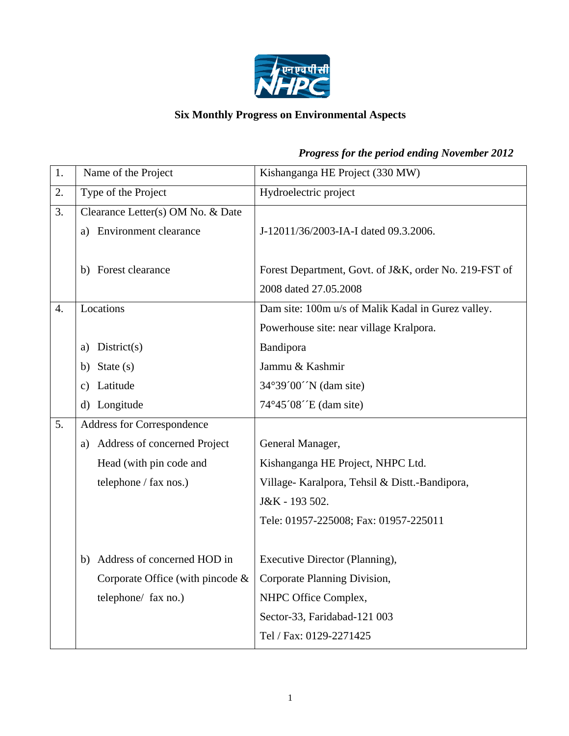## Six Monthly Progress on Environmental Aspects

***Progress for the period ending November 2012***

| | | |
|---|---|---|
| 1. | Name of the Project | Kishanganga HE Project (330 MW) |
| 2. | Type of the Project | Hydroelectric project |
| 3. | Clearance Letter(s) OM No. & Date<br>a) Environment clearance<br><br>b) Forest clearance | <br>J-12011/36/2003-IA-I dated 09.3.2006.<br><br>Forest Department, Govt. of J&K, order No. 219-FST of 2008 dated 27.05.2008 |
| 4. | Locations<br><br>a) District(s)<br>b) State (s)<br>c) Latitude<br>d) Longitude | Dam site: 100m u/s of Malik Kadal in Gurez valley.<br>Powerhouse site: near village Kralpora.<br>Bandipora<br>Jammu & Kashmir<br>34°39´00´´N (dam site)<br>74°45´08´´E (dam site) |
| 5. | Address for Correspondence<br>a) Address of concerned Project Head (with pin code and telephone / fax nos.)<br><br>b) Address of concerned HOD in Corporate Office (with pincode & telephone/ fax no.) | <br>General Manager,<br>Kishanganga HE Project, NHPC Ltd.<br>Village- Karalpora, Tehsil & Distt.-Bandipora,<br>J&K - 193 502.<br>Tele: 01957-225008; Fax: 01957-225011<br><br>Executive Director (Planning),<br>Corporate Planning Division,<br>NHPC Office Complex,<br>Sector-33, Faridabad-121 003<br>Tel / Fax: 0129-2271425 |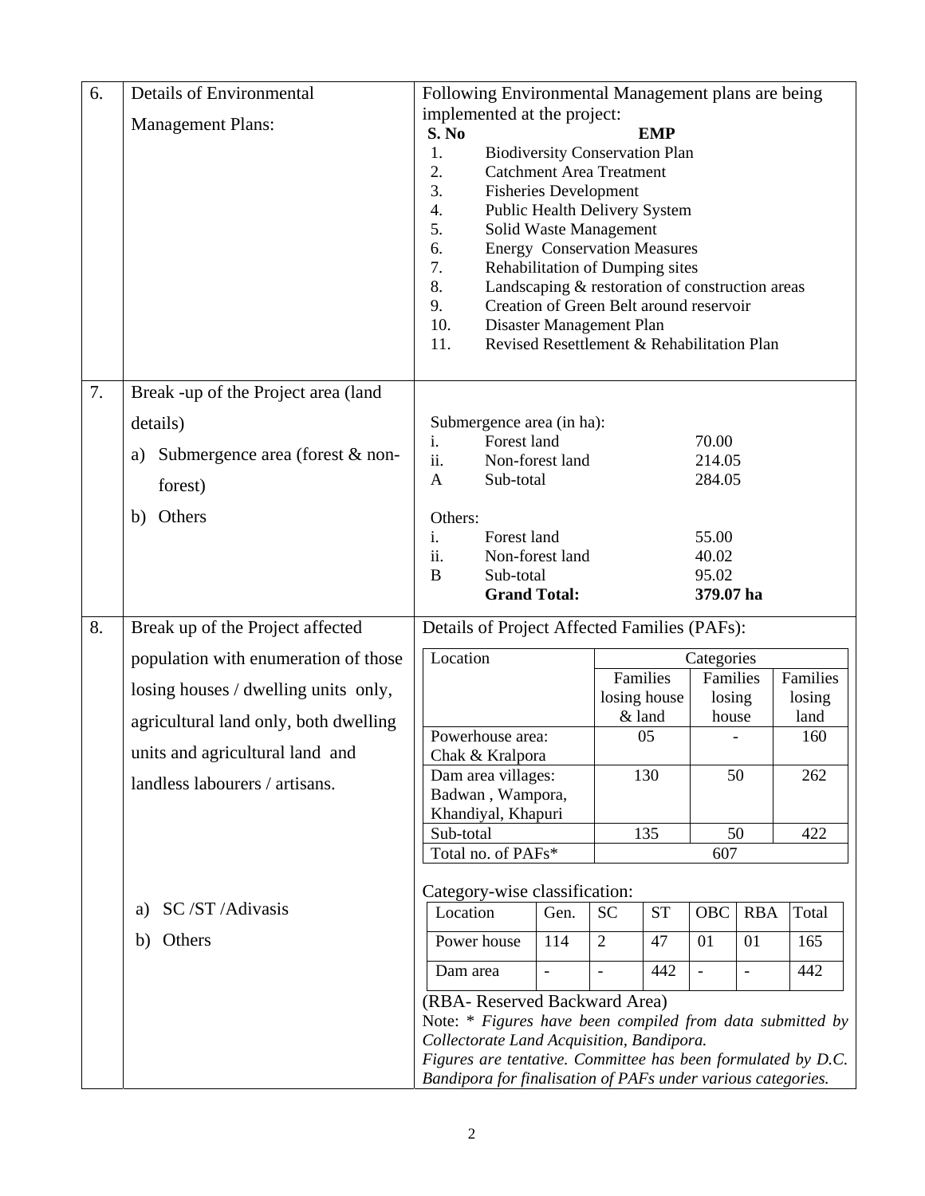| 6. | Details of Environmental Management Plans: | Following Environmental Management plans are being implemented at the project: |
|---|---|---|

| S. No | EMP |
|---|---|
| 1. | Biodiversity Conservation Plan |
| 2. | Catchment Area Treatment |
| 3. | Fisheries Development |
| 4. | Public Health Delivery System |
| 5. | Solid Waste Management |
| 6. | Energy Conservation Measures |
| 7. | Rehabilitation of Dumping sites |
| 8. | Landscaping & restoration of construction areas |
| 9. | Creation of Green Belt around reservoir |
| 10. | Disaster Management Plan |
| 11. | Revised Resettlement & Rehabilitation Plan |

**7. Break -up of the Project area (land details)**

a) Submergence area (forest & non-forest)

b) Others

Submergence area (in ha):

| | | |
|---|---|---|
| i. | Forest land | 70.00 |
| ii. | Non-forest land | 214.05 |
| A | Sub-total | 284.05 |

Others:

| | | |
|---|---|---|
| i. | Forest land | 55.00 |
| ii. | Non-forest land | 40.02 |
| B | Sub-total | 95.02 |
| | **Grand Total:** | **379.07 ha** |

**8. Break up of the Project affected population with enumeration of those losing houses / dwelling units only, agricultural land only, both dwelling units and agricultural land and landless labourers / artisans.**

Details of Project Affected Families (PAFs):

| Location | Categories | | |
|---|---|---|---|
| | Families losing house & land | Families losing house | Families losing land |
| Powerhouse area: Chak & Kralpora | 05 | - | 160 |
| Dam area villages: Badwan , Wampora, Khandiyal, Khapuri | 130 | 50 | 262 |
| Sub-total | 135 | 50 | 422 |
| Total no. of PAFs* | 607 | | |

a) SC /ST /Adivasis

b) Others

Category-wise classification:

| Location | Gen. | SC | ST | OBC | RBA | Total |
|---|---|---|---|---|---|---|
| Power house | 114 | 2 | 47 | 01 | 01 | 165 |
| Dam area | - | - | 442 | - | - | 442 |

(RBA- Reserved Backward Area)

Note: * *Figures have been compiled from data submitted by Collectorate Land Acquisition, Bandipora.*

*Figures are tentative. Committee has been formulated by D.C. Bandipora for finalisation of PAFs under various categories.*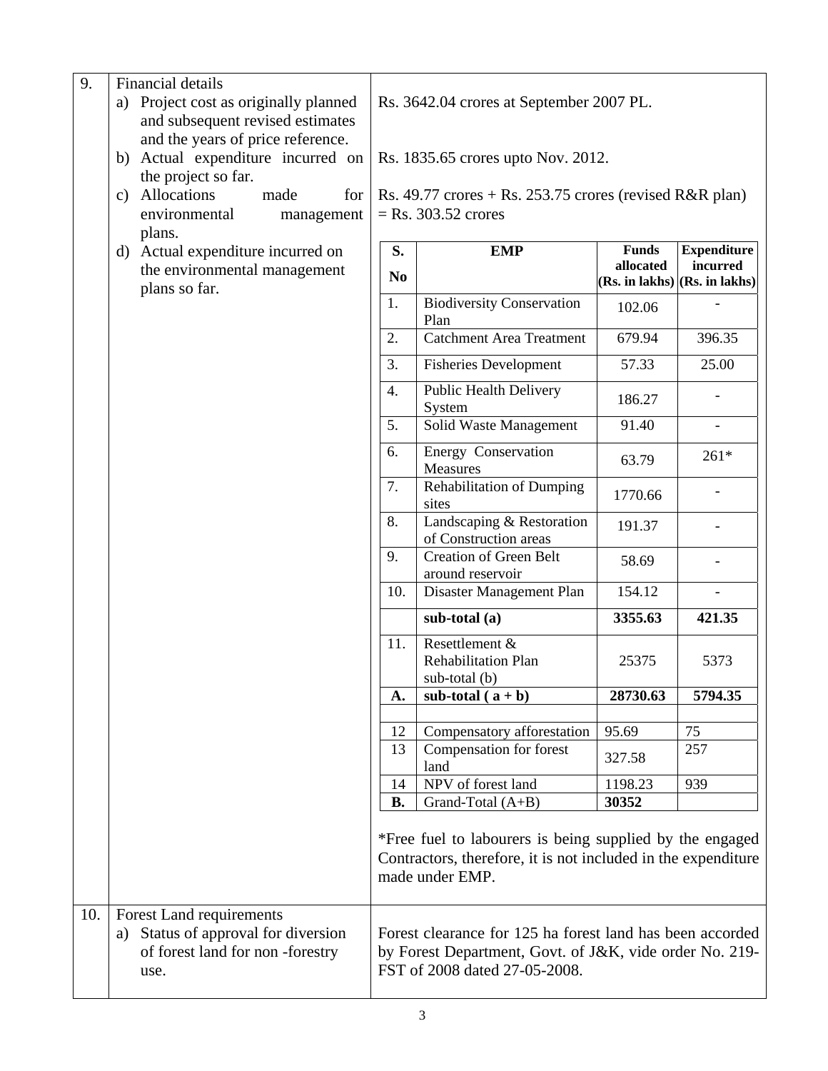| 9. | Financial details | |
|---|---|---|
| | a) Project cost as originally planned and subsequent revised estimates and the years of price reference. | Rs. 3642.04 crores at September 2007 PL. |
| | b) Actual expenditure incurred on the project so far. | Rs. 1835.65 crores upto Nov. 2012. |
| | c) Allocations made for environmental management plans. | Rs. 49.77 crores + Rs. 253.75 crores (revised R&R plan) = Rs. 303.52 crores |
| | d) Actual expenditure incurred on the environmental management plans so far. | See table below |

| S. No | EMP | Funds allocated (Rs. in lakhs) | Expenditure incurred (Rs. in lakhs) |
|---|---|---|---|
| 1. | Biodiversity Conservation Plan | 102.06 | - |
| 2. | Catchment Area Treatment | 679.94 | 396.35 |
| 3. | Fisheries Development | 57.33 | 25.00 |
| 4. | Public Health Delivery System | 186.27 | - |
| 5. | Solid Waste Management | 91.40 | - |
| 6. | Energy Conservation Measures | 63.79 | 261* |
| 7. | Rehabilitation of Dumping sites | 1770.66 | - |
| 8. | Landscaping & Restoration of Construction areas | 191.37 | - |
| 9. | Creation of Green Belt around reservoir | 58.69 | - |
| 10. | Disaster Management Plan | 154.12 | - |
| | **sub-total (a)** | **3355.63** | **421.35** |
| 11. | Resettlement & Rehabilitation Plan sub-total (b) | 25375 | 5373 |
| **A.** | **sub-total ( a + b)** | **28730.63** | **5794.35** |
| | | | |
| 12 | Compensatory afforestation | 95.69 | 75 |
| 13 | Compensation for forest land | 327.58 | 257 |
| 14 | NPV of forest land | 1198.23 | 939 |
| **B.** | Grand-Total (A+B) | **30352** | |

*Free fuel to labourers is being supplied by the engaged Contractors, therefore, it is not included in the expenditure made under EMP.

| 10. | Forest Land requirements | |
|---|---|---|
| | a) Status of approval for diversion of forest land for non -forestry use. | Forest clearance for 125 ha forest land has been accorded by Forest Department, Govt. of J&K, vide order No. 219-FST of 2008 dated 27-05-2008. |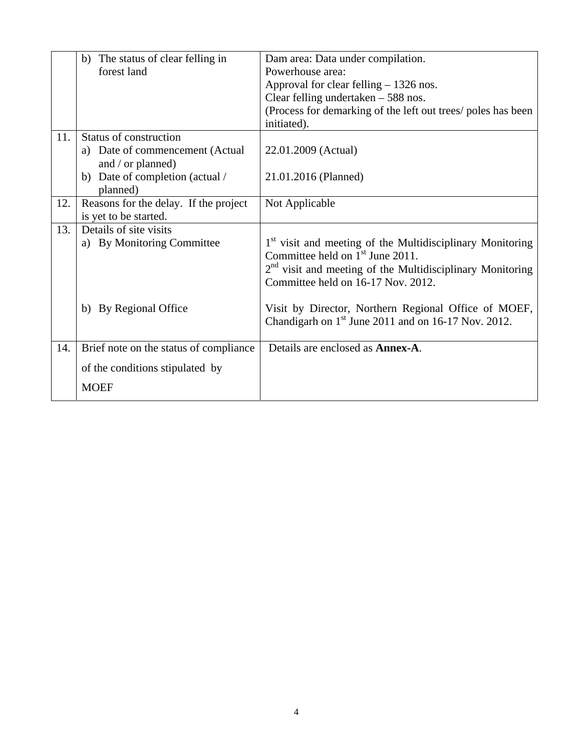|  |  |  |
|---|---|---|
|  | b) The status of clear felling in forest land | Dam area: Data under compilation.<br>Powerhouse area:<br>Approval for clear felling – 1326 nos.<br>Clear felling undertaken – 588 nos.<br>(Process for demarking of the left out trees/ poles has been initiated). |
| 11. | Status of construction<br>a) Date of commencement (Actual and / or planned)<br>b) Date of completion (actual / planned) | <br>22.01.2009 (Actual)<br><br>21.01.2016 (Planned) |
| 12. | Reasons for the delay. If the project is yet to be started. | Not Applicable |
| 13. | Details of site visits<br>a) By Monitoring Committee<br><br><br>b) By Regional Office | <br>1st visit and meeting of the Multidisciplinary Monitoring Committee held on 1st June 2011.<br>2nd visit and meeting of the Multidisciplinary Monitoring Committee held on 16-17 Nov. 2012.<br><br>Visit by Director, Northern Regional Office of MOEF, Chandigarh on 1st June 2011 and on 16-17 Nov. 2012. |
| 14. | Brief note on the status of compliance of the conditions stipulated by MOEF | Details are enclosed as **Annex-A**. |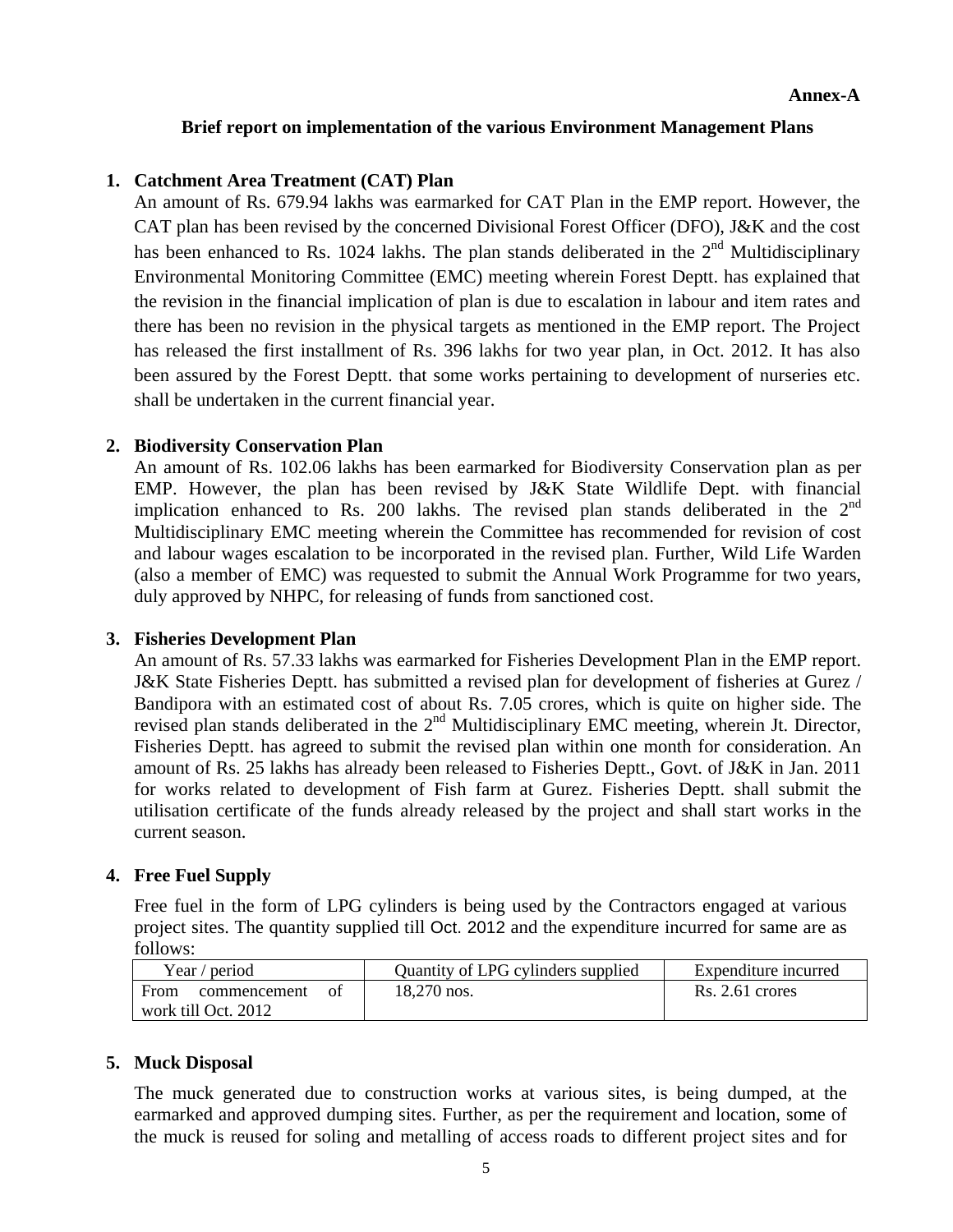**Annex-A**

**Brief report on implementation of the various Environment Management Plans**

1. **Catchment Area Treatment (CAT) Plan**

   An amount of Rs. 679.94 lakhs was earmarked for CAT Plan in the EMP report. However, the CAT plan has been revised by the concerned Divisional Forest Officer (DFO), J&K and the cost has been enhanced to Rs. 1024 lakhs. The plan stands deliberated in the 2nd Multidisciplinary Environmental Monitoring Committee (EMC) meeting wherein Forest Deptt. has explained that the revision in the financial implication of plan is due to escalation in labour and item rates and there has been no revision in the physical targets as mentioned in the EMP report. The Project has released the first installment of Rs. 396 lakhs for two year plan, in Oct. 2012. It has also been assured by the Forest Deptt. that some works pertaining to development of nurseries etc. shall be undertaken in the current financial year.

2. **Biodiversity Conservation Plan**

   An amount of Rs. 102.06 lakhs has been earmarked for Biodiversity Conservation plan as per EMP. However, the plan has been revised by J&K State Wildlife Dept. with financial implication enhanced to Rs. 200 lakhs. The revised plan stands deliberated in the 2nd Multidisciplinary EMC meeting wherein the Committee has recommended for revision of cost and labour wages escalation to be incorporated in the revised plan. Further, Wild Life Warden (also a member of EMC) was requested to submit the Annual Work Programme for two years, duly approved by NHPC, for releasing of funds from sanctioned cost.

3. **Fisheries Development Plan**

   An amount of Rs. 57.33 lakhs was earmarked for Fisheries Development Plan in the EMP report. J&K State Fisheries Deptt. has submitted a revised plan for development of fisheries at Gurez / Bandipora with an estimated cost of about Rs. 7.05 crores, which is quite on higher side. The revised plan stands deliberated in the 2nd Multidisciplinary EMC meeting, wherein Jt. Director, Fisheries Deptt. has agreed to submit the revised plan within one month for consideration. An amount of Rs. 25 lakhs has already been released to Fisheries Deptt., Govt. of J&K in Jan. 2011 for works related to development of Fish farm at Gurez. Fisheries Deptt. shall submit the utilisation certificate of the funds already released by the project and shall start works in the current season.

4. **Free Fuel Supply**

   Free fuel in the form of LPG cylinders is being used by the Contractors engaged at various project sites. The quantity supplied till Oct. 2012 and the expenditure incurred for same are as follows:

| Year / period | Quantity of LPG cylinders supplied | Expenditure incurred |
|---|---|---|
| From commencement of work till Oct. 2012 | 18,270 nos. | Rs. 2.61 crores |

5. **Muck Disposal**

   The muck generated due to construction works at various sites, is being dumped, at the earmarked and approved dumping sites. Further, as per the requirement and location, some of the muck is reused for soling and metalling of access roads to different project sites and for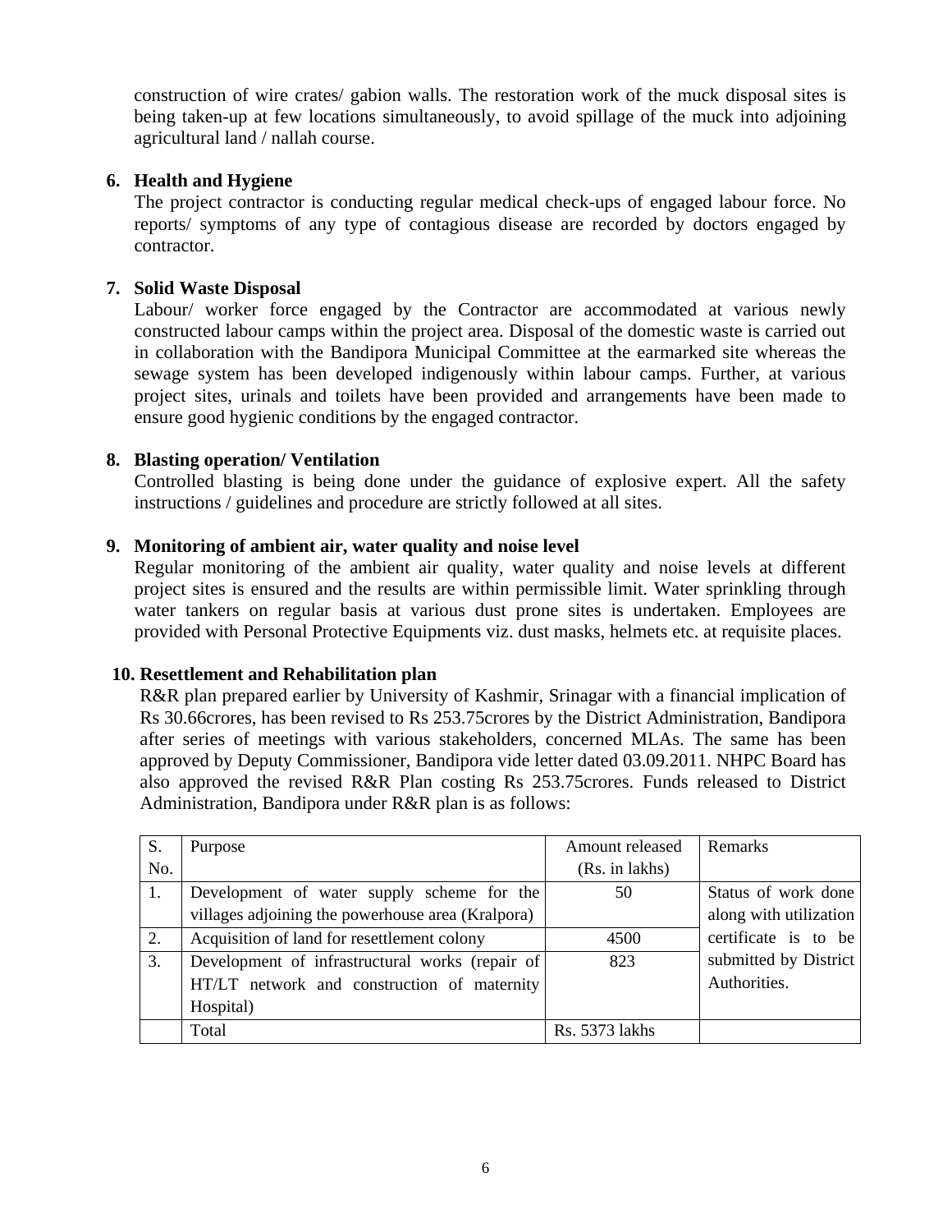construction of wire crates/ gabion walls. The restoration work of the muck disposal sites is being taken-up at few locations simultaneously, to avoid spillage of the muck into adjoining agricultural land / nallah course.

**6. Health and Hygiene**

The project contractor is conducting regular medical check-ups of engaged labour force. No reports/ symptoms of any type of contagious disease are recorded by doctors engaged by contractor.

**7. Solid Waste Disposal**

Labour/ worker force engaged by the Contractor are accommodated at various newly constructed labour camps within the project area. Disposal of the domestic waste is carried out in collaboration with the Bandipora Municipal Committee at the earmarked site whereas the sewage system has been developed indigenously within labour camps. Further, at various project sites, urinals and toilets have been provided and arrangements have been made to ensure good hygienic conditions by the engaged contractor.

**8. Blasting operation/ Ventilation**

Controlled blasting is being done under the guidance of explosive expert. All the safety instructions / guidelines and procedure are strictly followed at all sites.

**9. Monitoring of ambient air, water quality and noise level**

Regular monitoring of the ambient air quality, water quality and noise levels at different project sites is ensured and the results are within permissible limit. Water sprinkling through water tankers on regular basis at various dust prone sites is undertaken. Employees are provided with Personal Protective Equipments viz. dust masks, helmets etc. at requisite places.

**10. Resettlement and Rehabilitation plan**

R&R plan prepared earlier by University of Kashmir, Srinagar with a financial implication of Rs 30.66crores, has been revised to Rs 253.75crores by the District Administration, Bandipora after series of meetings with various stakeholders, concerned MLAs. The same has been approved by Deputy Commissioner, Bandipora vide letter dated 03.09.2011. NHPC Board has also approved the revised R&R Plan costing Rs 253.75crores. Funds released to District Administration, Bandipora under R&R plan is as follows:

| S. No. | Purpose | Amount released (Rs. in lakhs) | Remarks |
|---|---|---|---|
| 1. | Development of water supply scheme for the villages adjoining the powerhouse area (Kralpora) | 50 | Status of work done along with utilization certificate is to be submitted by District Authorities. |
| 2. | Acquisition of land for resettlement colony | 4500 | |
| 3. | Development of infrastructural works (repair of HT/LT network and construction of maternity Hospital) | 823 | |
| | Total | Rs. 5373 lakhs | |